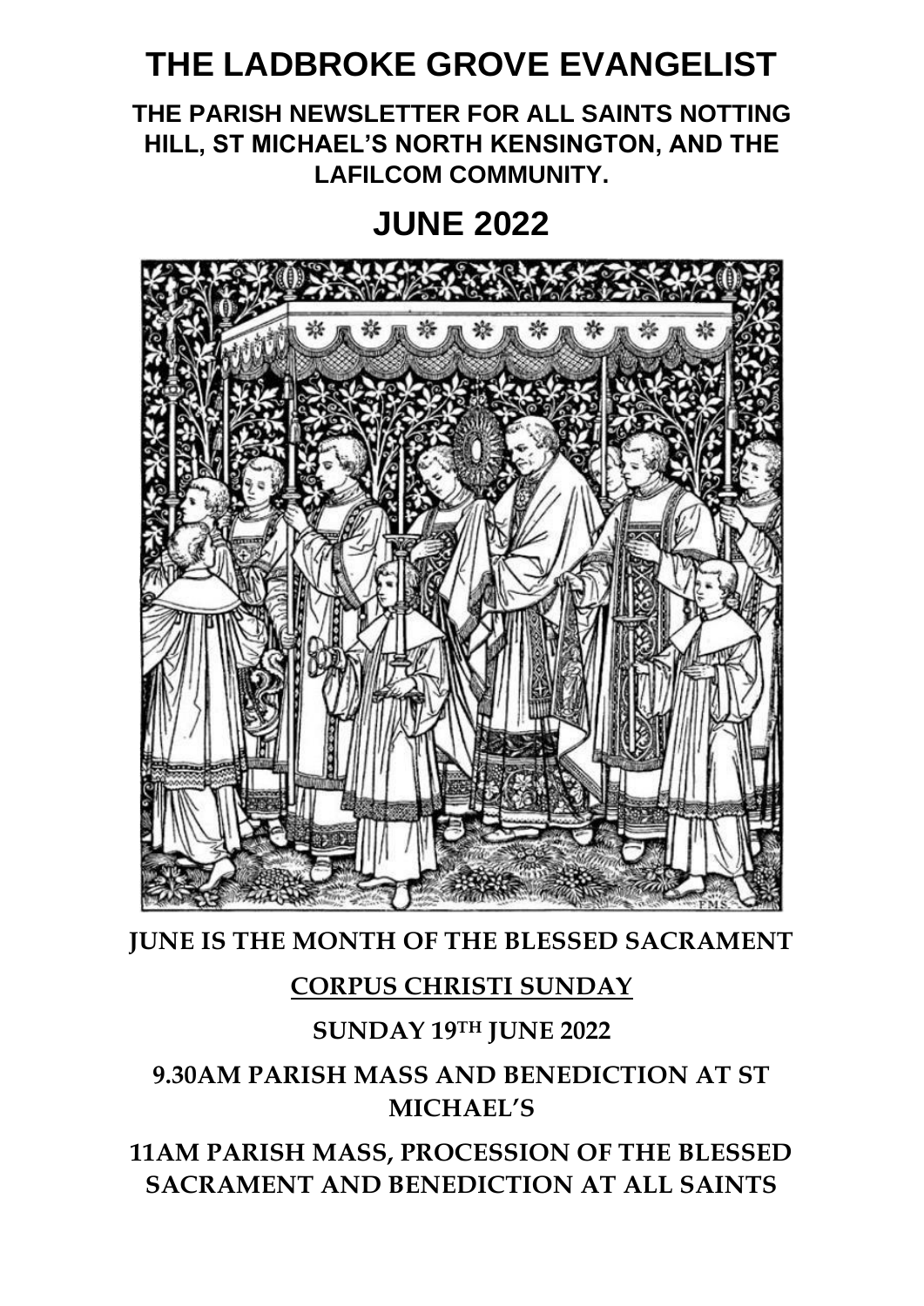# THE LADBROKE GROVE EVANGELIST

## THE PARISH NEWSLETTER FOR ALL SAINTS NOTTING HILL, ST MICHAEL'S NORTH KENSINGTON, AND THE LAFILCOM COMMUNITY.

# JUNE 2022

**JUNE IS THE MONTH OF THE BLESSED SACRAMENT**

**CORPUS CHRISTI SUNDAY**

**SUNDAY 19TH JUNE 2022**

**9.30AM PARISH MASS AND BENEDICTION AT ST MICHAEL'S**

**11AM PARISH MASS, PROCESSION OF THE BLESSED SACRAMENT AND BENEDICTION AT ALL SAINTS**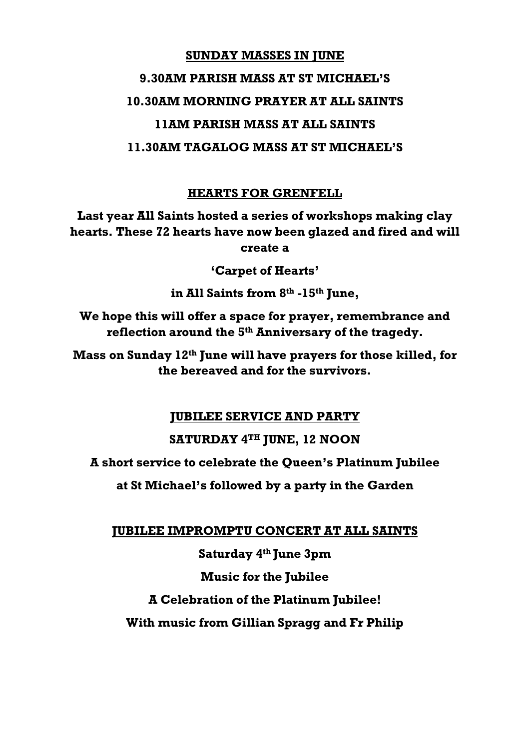## SUNDAY MASSES IN JUNE

**9.30AM PARISH MASS AT ST MICHAEL'S**

**10.30AM MORNING PRAYER AT ALL SAINTS**

**11AM PARISH MASS AT ALL SAINTS**

**11.30AM TAGALOG MASS AT ST MICHAEL'S**

## HEARTS FOR GRENFELL

**Last year All Saints hosted a series of workshops making clay hearts. These 72 hearts have now been glazed and fired and will create a**

**'Carpet of Hearts'**

**in All Saints from 8th -15th June,**

**We hope this will offer a space for prayer, remembrance and reflection around the 5th Anniversary of the tragedy.**

**Mass on Sunday 12th June will have prayers for those killed, for the bereaved and for the survivors.**

## JUBILEE SERVICE AND PARTY

**SATURDAY 4TH JUNE, 12 NOON**

**A short service to celebrate the Queen's Platinum Jubilee**

**at St Michael's followed by a party in the Garden**

## JUBILEE IMPROMPTU CONCERT AT ALL SAINTS

**Saturday 4th June 3pm**

**Music for the Jubilee**

**A Celebration of the Platinum Jubilee!**

**With music from Gillian Spragg and Fr Philip**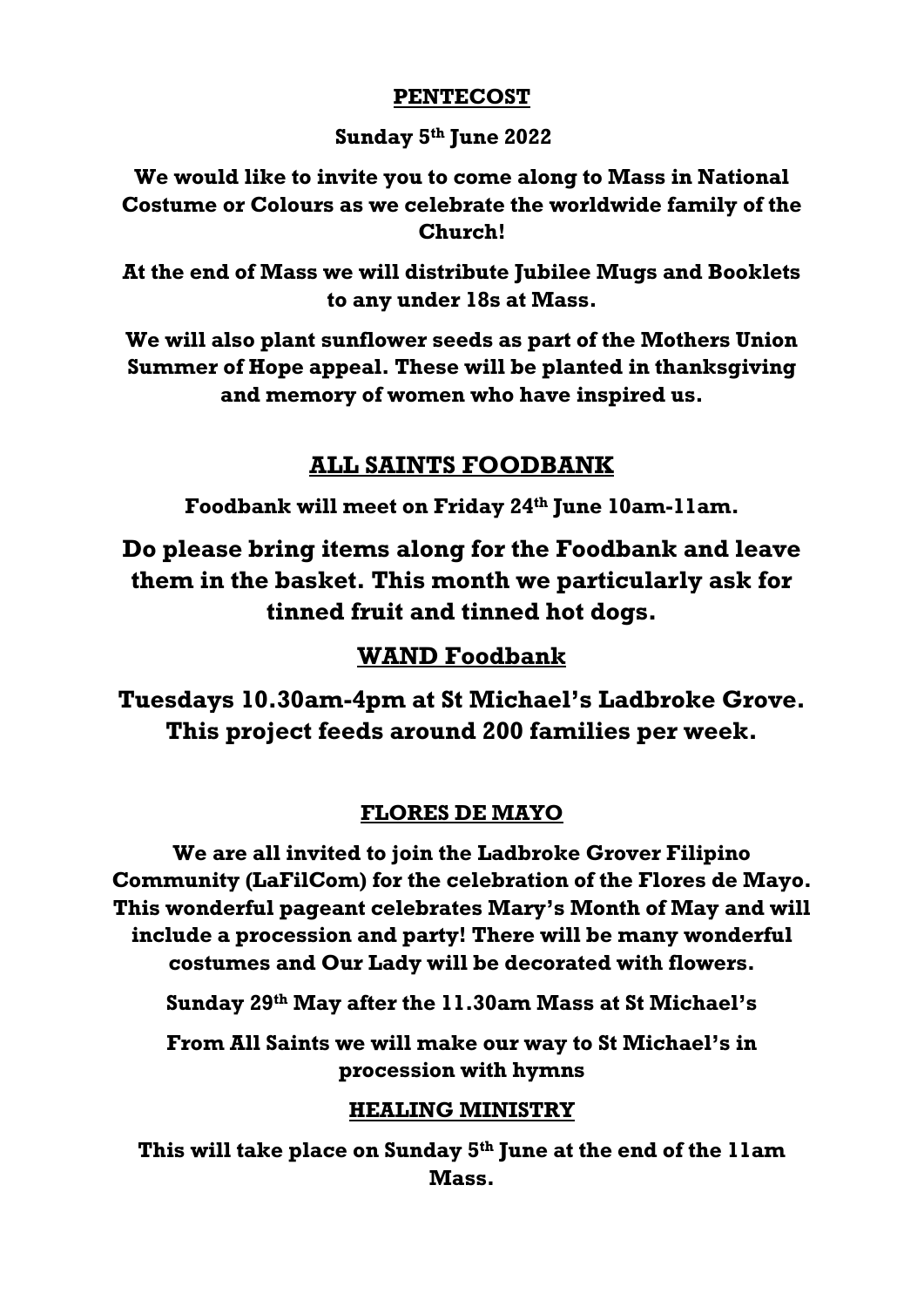## PENTECOST

**Sunday 5th June 2022**

**We would like to invite you to come along to Mass in National Costume or Colours as we celebrate the worldwide family of the Church!**

**At the end of Mass we will distribute Jubilee Mugs and Booklets to any under 18s at Mass.**

**We will also plant sunflower seeds as part of the Mothers Union Summer of Hope appeal. These will be planted in thanksgiving and memory of women who have inspired us.**

## ALL SAINTS FOODBANK

**Foodbank will meet on Friday 24th June 10am-11am.**

**Do please bring items along for the Foodbank and leave them in the basket. This month we particularly ask for tinned fruit and tinned hot dogs.**

## WAND Foodbank

**Tuesdays 10.30am-4pm at St Michael's Ladbroke Grove. This project feeds around 200 families per week.**

## FLORES DE MAYO

**We are all invited to join the Ladbroke Grover Filipino Community (LaFilCom) for the celebration of the Flores de Mayo. This wonderful pageant celebrates Mary's Month of May and will include a procession and party! There will be many wonderful costumes and Our Lady will be decorated with flowers.**

**Sunday 29th May after the 11.30am Mass at St Michael's**

**From All Saints we will make our way to St Michael's in procession with hymns**

## HEALING MINISTRY

**This will take place on Sunday 5th June at the end of the 11am Mass.**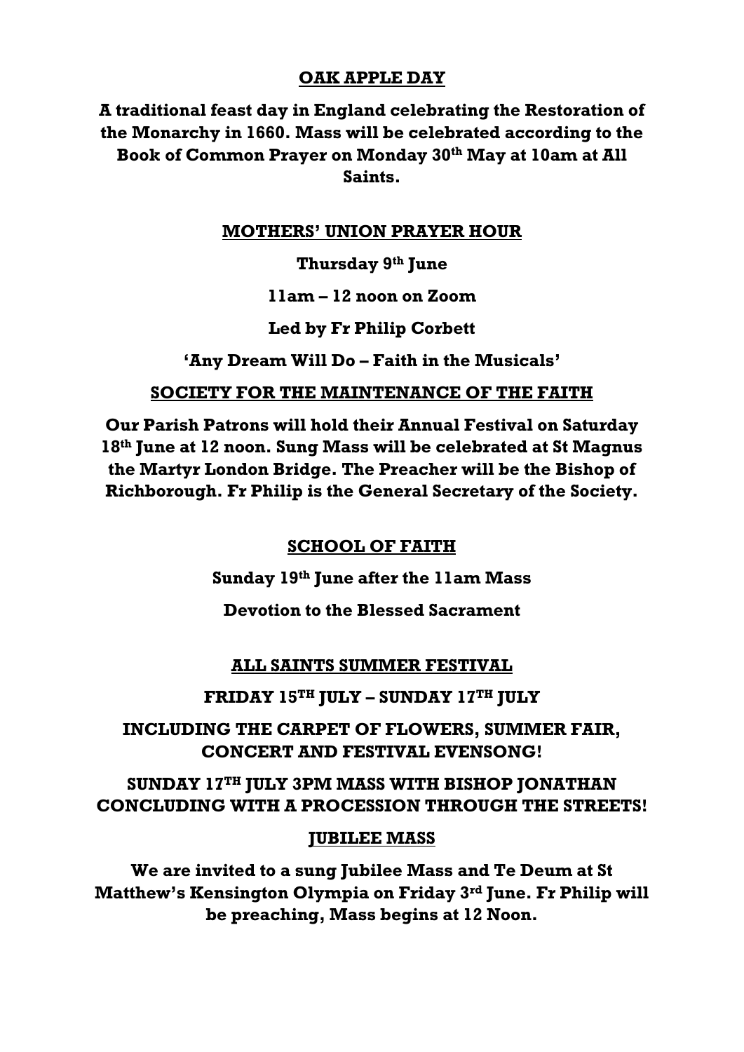## OAK APPLE DAY

**A traditional feast day in England celebrating the Restoration of the Monarchy in 1660. Mass will be celebrated according to the Book of Common Prayer on Monday 30th May at 10am at All Saints.**

## MOTHERS' UNION PRAYER HOUR

**Thursday 9th June**

**11am – 12 noon on Zoom**

**Led by Fr Philip Corbett**

**'Any Dream Will Do – Faith in the Musicals'**

## SOCIETY FOR THE MAINTENANCE OF THE FAITH

**Our Parish Patrons will hold their Annual Festival on Saturday 18th June at 12 noon. Sung Mass will be celebrated at St Magnus the Martyr London Bridge. The Preacher will be the Bishop of Richborough. Fr Philip is the General Secretary of the Society.**

## SCHOOL OF FAITH

**Sunday 19th June after the 11am Mass**

**Devotion to the Blessed Sacrament**

## ALL SAINTS SUMMER FESTIVAL

**FRIDAY 15TH JULY – SUNDAY 17TH JULY**

**INCLUDING THE CARPET OF FLOWERS, SUMMER FAIR, CONCERT AND FESTIVAL EVENSONG!**

**SUNDAY 17TH JULY 3PM MASS WITH BISHOP JONATHAN CONCLUDING WITH A PROCESSION THROUGH THE STREETS!**

## JUBILEE MASS

**We are invited to a sung Jubilee Mass and Te Deum at St Matthew's Kensington Olympia on Friday 3rd June. Fr Philip will be preaching, Mass begins at 12 Noon.**